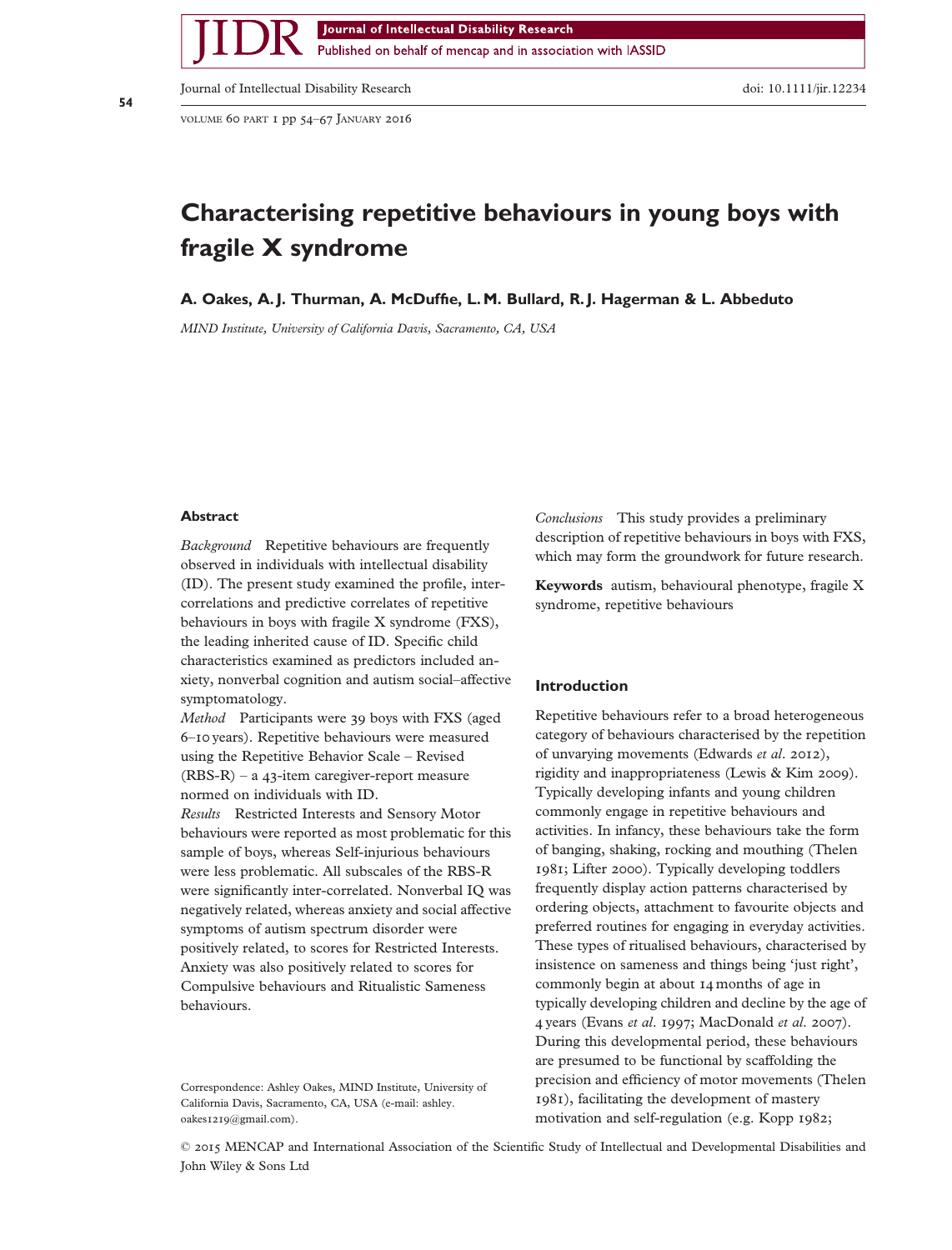# Characterising repetitive behaviours in young boys with fragile X syndrome

**A. Oakes, A. J. Thurman, A. McDuffie, L. M. Bullard, R. J. Hagerman & L. Abbeduto**

*MIND Institute, University of California Davis, Sacramento, CA, USA*

## Abstract

*Background* Repetitive behaviours are frequently observed in individuals with intellectual disability (ID). The present study examined the profile, inter-correlations and predictive correlates of repetitive behaviours in boys with fragile X syndrome (FXS), the leading inherited cause of ID. Specific child characteristics examined as predictors included anxiety, nonverbal cognition and autism social–affective symptomatology.

*Method* Participants were 39 boys with FXS (aged 6–10 years). Repetitive behaviours were measured using the Repetitive Behavior Scale – Revised (RBS-R) – a 43-item caregiver-report measure normed on individuals with ID.

*Results* Restricted Interests and Sensory Motor behaviours were reported as most problematic for this sample of boys, whereas Self-injurious behaviours were less problematic. All subscales of the RBS-R were significantly inter-correlated. Nonverbal IQ was negatively related, whereas anxiety and social affective symptoms of autism spectrum disorder were positively related, to scores for Restricted Interests. Anxiety was also positively related to scores for Compulsive behaviours and Ritualistic Sameness behaviours.

*Conclusions* This study provides a preliminary description of repetitive behaviours in boys with FXS, which may form the groundwork for future research.

**Keywords** autism, behavioural phenotype, fragile X syndrome, repetitive behaviours

Correspondence: Ashley Oakes, MIND Institute, University of California Davis, Sacramento, CA, USA (e-mail: ashley.oakes1219@gmail.com).

## Introduction

Repetitive behaviours refer to a broad heterogeneous category of behaviours characterised by the repetition of unvarying movements (Edwards *et al*. 2012), rigidity and inappropriateness (Lewis & Kim 2009). Typically developing infants and young children commonly engage in repetitive behaviours and activities. In infancy, these behaviours take the form of banging, shaking, rocking and mouthing (Thelen 1981; Lifter 2000). Typically developing toddlers frequently display action patterns characterised by ordering objects, attachment to favourite objects and preferred routines for engaging in everyday activities. These types of ritualised behaviours, characterised by insistence on sameness and things being 'just right', commonly begin at about 14 months of age in typically developing children and decline by the age of 4 years (Evans *et al*. 1997; MacDonald *et al*. 2007). During this developmental period, these behaviours are presumed to be functional by scaffolding the precision and efficiency of motor movements (Thelen 1981), facilitating the development of mastery motivation and self-regulation (e.g. Kopp 1982;

© 2015 MENCAP and International Association of the Scientific Study of Intellectual and Developmental Disabilities and John Wiley & Sons Ltd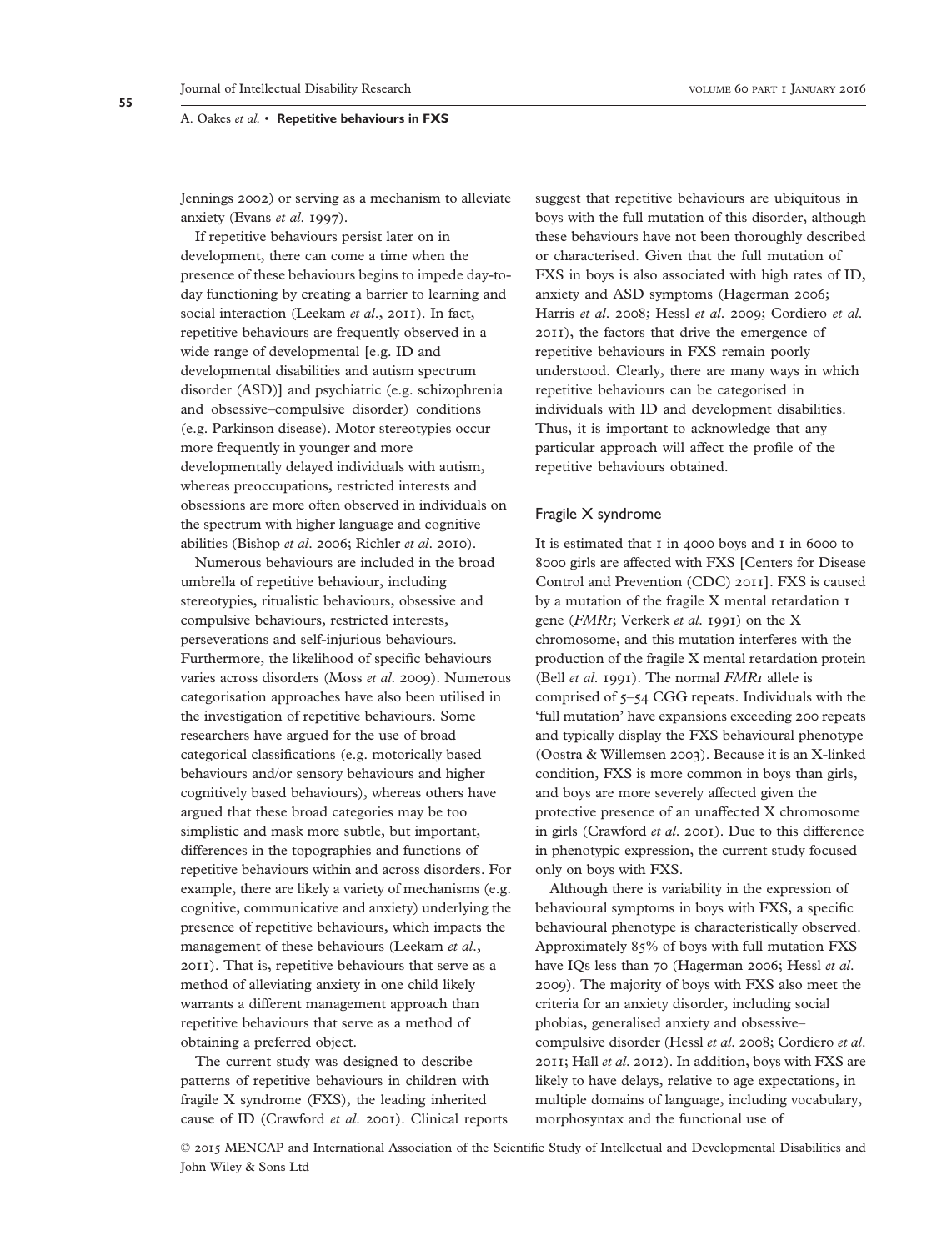Jennings 2002) or serving as a mechanism to alleviate anxiety (Evans *et al*. 1997).

If repetitive behaviours persist later on in development, there can come a time when the presence of these behaviours begins to impede day-to-day functioning by creating a barrier to learning and social interaction (Leekam *et al*., 2011). In fact, repetitive behaviours are frequently observed in a wide range of developmental [e.g. ID and developmental disabilities and autism spectrum disorder (ASD)] and psychiatric (e.g. schizophrenia and obsessive–compulsive disorder) conditions (e.g. Parkinson disease). Motor stereotypies occur more frequently in younger and more developmentally delayed individuals with autism, whereas preoccupations, restricted interests and obsessions are more often observed in individuals on the spectrum with higher language and cognitive abilities (Bishop *et al*. 2006; Richler *et al*. 2010).

Numerous behaviours are included in the broad umbrella of repetitive behaviour, including stereotypies, ritualistic behaviours, obsessive and compulsive behaviours, restricted interests, perseverations and self-injurious behaviours. Furthermore, the likelihood of specific behaviours varies across disorders (Moss *et al*. 2009). Numerous categorisation approaches have also been utilised in the investigation of repetitive behaviours. Some researchers have argued for the use of broad categorical classifications (e.g. motorically based behaviours and/or sensory behaviours and higher cognitively based behaviours), whereas others have argued that these broad categories may be too simplistic and mask more subtle, but important, differences in the topographies and functions of repetitive behaviours within and across disorders. For example, there are likely a variety of mechanisms (e.g. cognitive, communicative and anxiety) underlying the presence of repetitive behaviours, which impacts the management of these behaviours (Leekam *et al*., 2011). That is, repetitive behaviours that serve as a method of alleviating anxiety in one child likely warrants a different management approach than repetitive behaviours that serve as a method of obtaining a preferred object.

The current study was designed to describe patterns of repetitive behaviours in children with fragile X syndrome (FXS), the leading inherited cause of ID (Crawford *et al*. 2001). Clinical reports suggest that repetitive behaviours are ubiquitous in boys with the full mutation of this disorder, although these behaviours have not been thoroughly described or characterised. Given that the full mutation of FXS in boys is also associated with high rates of ID, anxiety and ASD symptoms (Hagerman 2006; Harris *et al*. 2008; Hessl *et al*. 2009; Cordiero *et al*. 2011), the factors that drive the emergence of repetitive behaviours in FXS remain poorly understood. Clearly, there are many ways in which repetitive behaviours can be categorised in individuals with ID and development disabilities. Thus, it is important to acknowledge that any particular approach will affect the profile of the repetitive behaviours obtained.

## Fragile X syndrome

It is estimated that 1 in 4000 boys and 1 in 6000 to 8000 girls are affected with FXS [Centers for Disease Control and Prevention (CDC) 2011]. FXS is caused by a mutation of the fragile X mental retardation 1 gene (*FMR1*; Verkerk *et al*. 1991) on the X chromosome, and this mutation interferes with the production of the fragile X mental retardation protein (Bell *et al*. 1991). The normal *FMR1* allele is comprised of 5–54 CGG repeats. Individuals with the 'full mutation' have expansions exceeding 200 repeats and typically display the FXS behavioural phenotype (Oostra & Willemsen 2003). Because it is an X-linked condition, FXS is more common in boys than girls, and boys are more severely affected given the protective presence of an unaffected X chromosome in girls (Crawford *et al*. 2001). Due to this difference in phenotypic expression, the current study focused only on boys with FXS.

Although there is variability in the expression of behavioural symptoms in boys with FXS, a specific behavioural phenotype is characteristically observed. Approximately 85% of boys with full mutation FXS have IQs less than 70 (Hagerman 2006; Hessl *et al*. 2009). The majority of boys with FXS also meet the criteria for an anxiety disorder, including social phobias, generalised anxiety and obsessive–compulsive disorder (Hessl *et al*. 2008; Cordiero *et al*. 2011; Hall *et al*. 2012). In addition, boys with FXS are likely to have delays, relative to age expectations, in multiple domains of language, including vocabulary, morphosyntax and the functional use of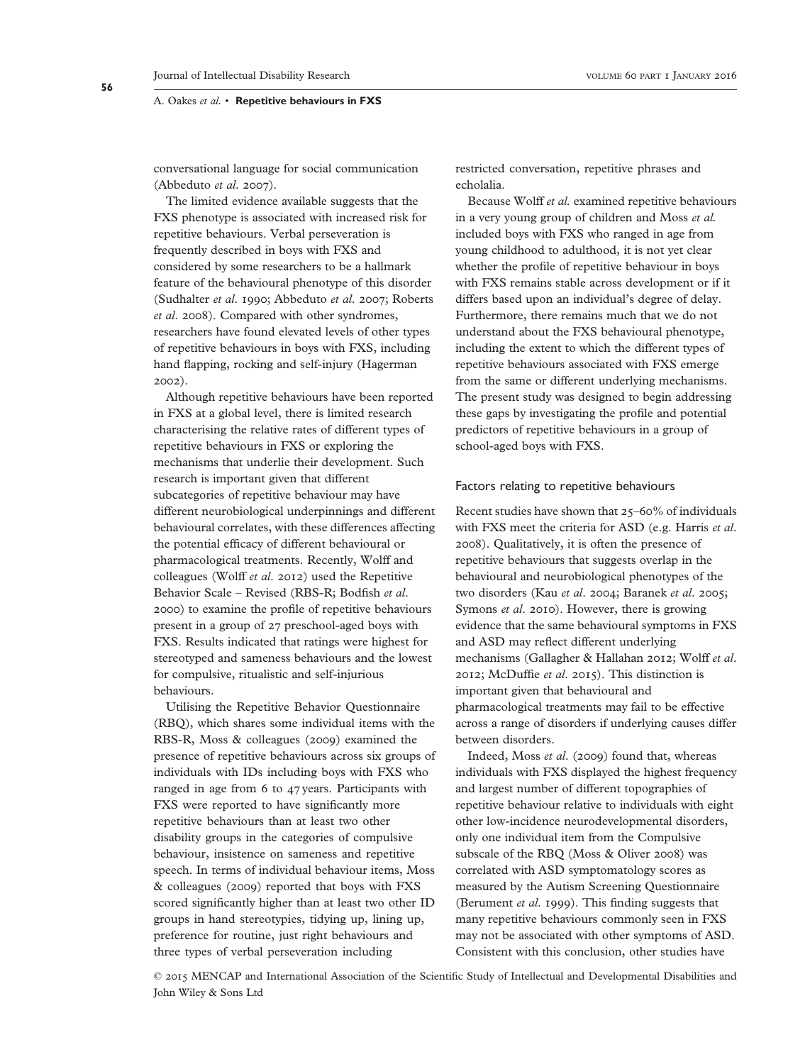conversational language for social communication (Abbeduto *et al.* 2007).

The limited evidence available suggests that the FXS phenotype is associated with increased risk for repetitive behaviours. Verbal perseveration is frequently described in boys with FXS and considered by some researchers to be a hallmark feature of the behavioural phenotype of this disorder (Sudhalter *et al.* 1990; Abbeduto *et al.* 2007; Roberts *et al.* 2008). Compared with other syndromes, researchers have found elevated levels of other types of repetitive behaviours in boys with FXS, including hand flapping, rocking and self-injury (Hagerman 2002).

Although repetitive behaviours have been reported in FXS at a global level, there is limited research characterising the relative rates of different types of repetitive behaviours in FXS or exploring the mechanisms that underlie their development. Such research is important given that different subcategories of repetitive behaviour may have different neurobiological underpinnings and different behavioural correlates, with these differences affecting the potential efficacy of different behavioural or pharmacological treatments. Recently, Wolff and colleagues (Wolff *et al.* 2012) used the Repetitive Behavior Scale – Revised (RBS-R; Bodfish *et al.* 2000) to examine the profile of repetitive behaviours present in a group of 27 preschool-aged boys with FXS. Results indicated that ratings were highest for stereotyped and sameness behaviours and the lowest for compulsive, ritualistic and self-injurious behaviours.

Utilising the Repetitive Behavior Questionnaire (RBQ), which shares some individual items with the RBS-R, Moss & colleagues (2009) examined the presence of repetitive behaviours across six groups of individuals with IDs including boys with FXS who ranged in age from 6 to 47 years. Participants with FXS were reported to have significantly more repetitive behaviours than at least two other disability groups in the categories of compulsive behaviour, insistence on sameness and repetitive speech. In terms of individual behaviour items, Moss & colleagues (2009) reported that boys with FXS scored significantly higher than at least two other ID groups in hand stereotypies, tidying up, lining up, preference for routine, just right behaviours and three types of verbal perseveration including restricted conversation, repetitive phrases and echolalia.

Because Wolff *et al.* examined repetitive behaviours in a very young group of children and Moss *et al.* included boys with FXS who ranged in age from young childhood to adulthood, it is not yet clear whether the profile of repetitive behaviour in boys with FXS remains stable across development or if it differs based upon an individual's degree of delay. Furthermore, there remains much that we do not understand about the FXS behavioural phenotype, including the extent to which the different types of repetitive behaviours associated with FXS emerge from the same or different underlying mechanisms. The present study was designed to begin addressing these gaps by investigating the profile and potential predictors of repetitive behaviours in a group of school-aged boys with FXS.

## Factors relating to repetitive behaviours

Recent studies have shown that 25–60% of individuals with FXS meet the criteria for ASD (e.g. Harris *et al.* 2008). Qualitatively, it is often the presence of repetitive behaviours that suggests overlap in the behavioural and neurobiological phenotypes of the two disorders (Kau *et al.* 2004; Baranek *et al.* 2005; Symons *et al.* 2010). However, there is growing evidence that the same behavioural symptoms in FXS and ASD may reflect different underlying mechanisms (Gallagher & Hallahan 2012; Wolff *et al.* 2012; McDuffie *et al.* 2015). This distinction is important given that behavioural and pharmacological treatments may fail to be effective across a range of disorders if underlying causes differ between disorders.

Indeed, Moss *et al.* (2009) found that, whereas individuals with FXS displayed the highest frequency and largest number of different topographies of repetitive behaviour relative to individuals with eight other low-incidence neurodevelopmental disorders, only one individual item from the Compulsive subscale of the RBQ (Moss & Oliver 2008) was correlated with ASD symptomatology scores as measured by the Autism Screening Questionnaire (Berument *et al.* 1999). This finding suggests that many repetitive behaviours commonly seen in FXS may not be associated with other symptoms of ASD. Consistent with this conclusion, other studies have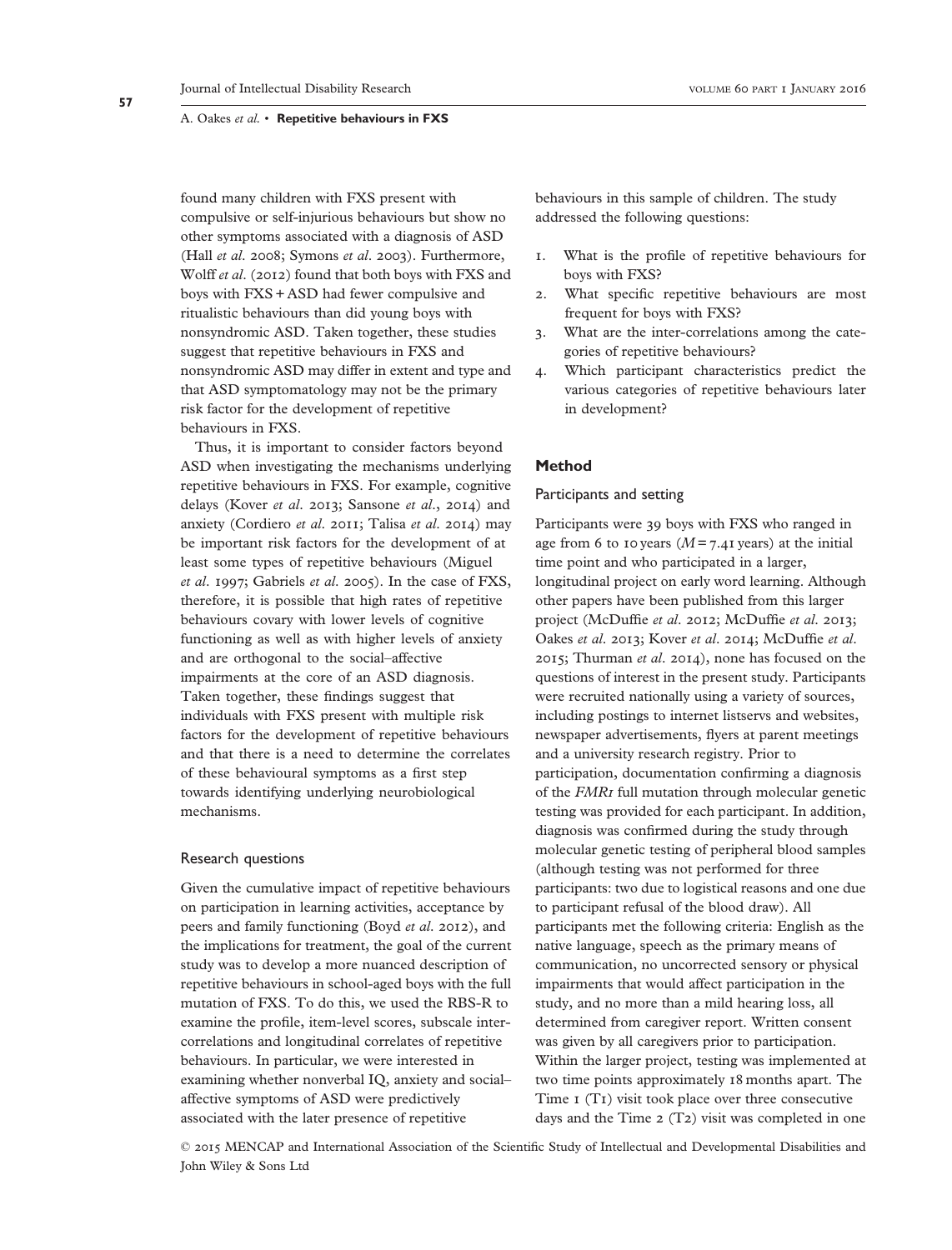found many children with FXS present with compulsive or self-injurious behaviours but show no other symptoms associated with a diagnosis of ASD (Hall *et al.* 2008; Symons *et al.* 2003). Furthermore, Wolff *et al.* (2012) found that both boys with FXS and boys with FXS + ASD had fewer compulsive and ritualistic behaviours than did young boys with nonsyndromic ASD. Taken together, these studies suggest that repetitive behaviours in FXS and nonsyndromic ASD may differ in extent and type and that ASD symptomatology may not be the primary risk factor for the development of repetitive behaviours in FXS.

Thus, it is important to consider factors beyond ASD when investigating the mechanisms underlying repetitive behaviours in FXS. For example, cognitive delays (Kover *et al.* 2013; Sansone *et al.*, 2014) and anxiety (Cordiero *et al.* 2011; Talisa *et al.* 2014) may be important risk factors for the development of at least some types of repetitive behaviours (Miguel *et al.* 1997; Gabriels *et al.* 2005). In the case of FXS, therefore, it is possible that high rates of repetitive behaviours covary with lower levels of cognitive functioning as well as with higher levels of anxiety and are orthogonal to the social–affective impairments at the core of an ASD diagnosis. Taken together, these findings suggest that individuals with FXS present with multiple risk factors for the development of repetitive behaviours and that there is a need to determine the correlates of these behavioural symptoms as a first step towards identifying underlying neurobiological mechanisms.

### Research questions

Given the cumulative impact of repetitive behaviours on participation in learning activities, acceptance by peers and family functioning (Boyd *et al.* 2012), and the implications for treatment, the goal of the current study was to develop a more nuanced description of repetitive behaviours in school-aged boys with the full mutation of FXS. To do this, we used the RBS-R to examine the profile, item-level scores, subscale inter-correlations and longitudinal correlates of repetitive behaviours. In particular, we were interested in examining whether nonverbal IQ, anxiety and social–affective symptoms of ASD were predictively associated with the later presence of repetitive behaviours in this sample of children. The study addressed the following questions:

1. What is the profile of repetitive behaviours for boys with FXS?
2. What specific repetitive behaviours are most frequent for boys with FXS?
3. What are the inter-correlations among the categories of repetitive behaviours?
4. Which participant characteristics predict the various categories of repetitive behaviours later in development?

## Method

### Participants and setting

Participants were 39 boys with FXS who ranged in age from 6 to 10 years ($M = 7.41$ years) at the initial time point and who participated in a larger, longitudinal project on early word learning. Although other papers have been published from this larger project (McDuffie *et al.* 2012; McDuffie *et al.* 2013; Oakes *et al.* 2013; Kover *et al.* 2014; McDuffie *et al.* 2015; Thurman *et al.* 2014), none has focused on the questions of interest in the present study. Participants were recruited nationally using a variety of sources, including postings to internet listservs and websites, newspaper advertisements, flyers at parent meetings and a university research registry. Prior to participation, documentation confirming a diagnosis of the *FMR1* full mutation through molecular genetic testing was provided for each participant. In addition, diagnosis was confirmed during the study through molecular genetic testing of peripheral blood samples (although testing was not performed for three participants: two due to logistical reasons and one due to participant refusal of the blood draw). All participants met the following criteria: English as the native language, speech as the primary means of communication, no uncorrected sensory or physical impairments that would affect participation in the study, and no more than a mild hearing loss, all determined from caregiver report. Written consent was given by all caregivers prior to participation. Within the larger project, testing was implemented at two time points approximately 18 months apart. The Time 1 (T1) visit took place over three consecutive days and the Time 2 (T2) visit was completed in one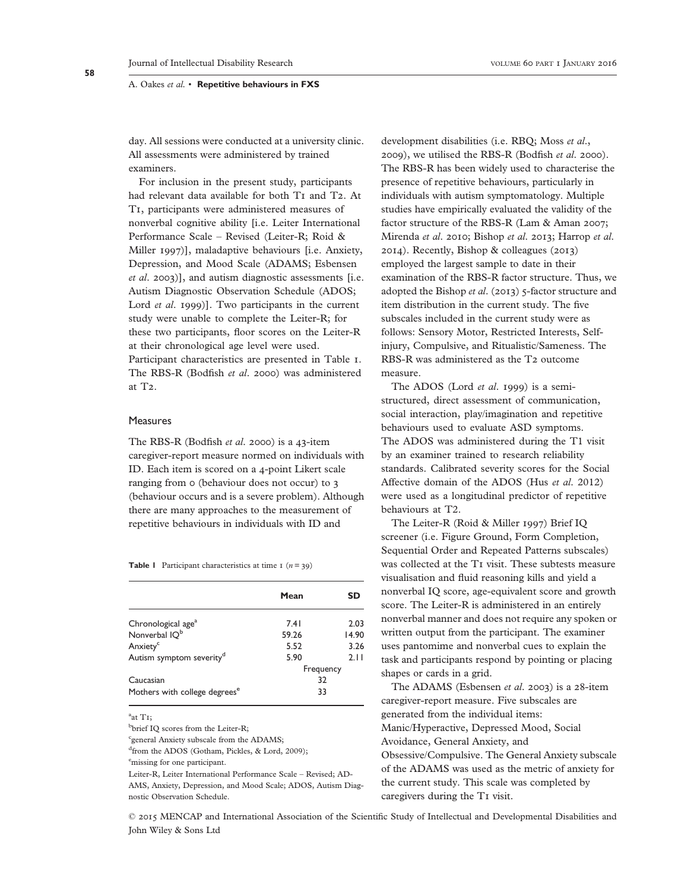day. All sessions were conducted at a university clinic. All assessments were administered by trained examiners.

For inclusion in the present study, participants had relevant data available for both T1 and T2. At T1, participants were administered measures of nonverbal cognitive ability [i.e. Leiter International Performance Scale – Revised (Leiter-R; Roid & Miller 1997)], maladaptive behaviours [i.e. Anxiety, Depression, and Mood Scale (ADAMS; Esbensen *et al.* 2003)], and autism diagnostic assessments [i.e. Autism Diagnostic Observation Schedule (ADOS; Lord *et al.* 1999)]. Two participants in the current study were unable to complete the Leiter-R; for these two participants, floor scores on the Leiter-R at their chronological age level were used. Participant characteristics are presented in Table 1. The RBS-R (Bodfish *et al.* 2000) was administered at T2.

### Measures

The RBS-R (Bodfish *et al.* 2000) is a 43-item caregiver-report measure normed on individuals with ID. Each item is scored on a 4-point Likert scale ranging from 0 (behaviour does not occur) to 3 (behaviour occurs and is a severe problem). Although there are many approaches to the measurement of repetitive behaviours in individuals with ID and development disabilities (i.e. RBQ; Moss *et al.*, 2009), we utilised the RBS-R (Bodfish *et al.* 2000). The RBS-R has been widely used to characterise the presence of repetitive behaviours, particularly in individuals with autism symptomatology. Multiple studies have empirically evaluated the validity of the factor structure of the RBS-R (Lam & Aman 2007; Mirenda *et al.* 2010; Bishop *et al.* 2013; Harrop *et al.* 2014). Recently, Bishop & colleagues (2013) employed the largest sample to date in their examination of the RBS-R factor structure. Thus, we adopted the Bishop *et al.* (2013) 5-factor structure and item distribution in the current study. The five subscales included in the current study were as follows: Sensory Motor, Restricted Interests, Self-injury, Compulsive, and Ritualistic/Sameness. The RBS-R was administered as the T2 outcome measure.

The ADOS (Lord *et al.* 1999) is a semi-structured, direct assessment of communication, social interaction, play/imagination and repetitive behaviours used to evaluate ASD symptoms. The ADOS was administered during the T1 visit by an examiner trained to research reliability standards. Calibrated severity scores for the Social Affective domain of the ADOS (Hus *et al.* 2012) were used as a longitudinal predictor of repetitive behaviours at T2.

The Leiter-R (Roid & Miller 1997) Brief IQ screener (i.e. Figure Ground, Form Completion, Sequential Order and Repeated Patterns subscales) was collected at the T1 visit. These subtests measure visualisation and fluid reasoning kills and yield a nonverbal IQ score, age-equivalent score and growth score. The Leiter-R is administered in an entirely nonverbal manner and does not require any spoken or written output from the participant. The examiner uses pantomime and nonverbal cues to explain the task and participants respond by pointing or placing shapes or cards in a grid.

The ADAMS (Esbensen *et al.* 2003) is a 28-item caregiver-report measure. Five subscales are generated from the individual items: Manic/Hyperactive, Depressed Mood, Social Avoidance, General Anxiety, and Obsessive/Compulsive. The General Anxiety subscale of the ADAMS was used as the metric of anxiety for the current study. This scale was completed by caregivers during the T1 visit.

**Table 1** Participant characteristics at time 1 ($n = 39$)

| | Mean | SD |
|---|---|---|
| Chronological age[a] | 7.41 | 2.03 |
| Nonverbal IQ[b] | 59.26 | 14.90 |
| Anxiety[c] | 5.52 | 3.26 |
| Autism symptom severity[d] | 5.90 | 2.11 |
| | Frequency | |
| Caucasian | 32 | |
| Mothers with college degrees[e] | 33 | |

[a]at T1;
[b]brief IQ scores from the Leiter-R;
[c]general Anxiety subscale from the ADAMS;
[d]from the ADOS (Gotham, Pickles, & Lord, 2009);
[e]missing for one participant.
Leiter-R, Leiter International Performance Scale – Revised; ADAMS, Anxiety, Depression, and Mood Scale; ADOS, Autism Diagnostic Observation Schedule.

© 2015 MENCAP and International Association of the Scientific Study of Intellectual and Developmental Disabilities and John Wiley & Sons Ltd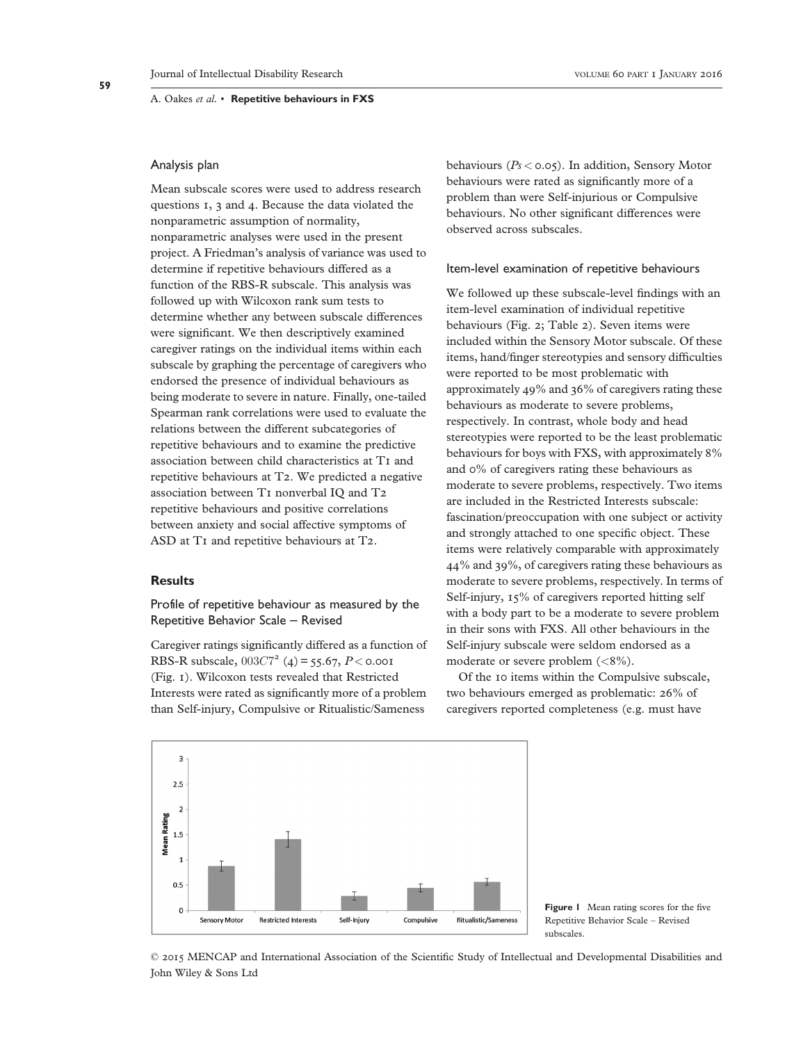## Analysis plan

Mean subscale scores were used to address research questions 1, 3 and 4. Because the data violated the nonparametric assumption of normality, nonparametric analyses were used in the present project. A Friedman's analysis of variance was used to determine if repetitive behaviours differed as a function of the RBS-R subscale. This analysis was followed up with Wilcoxon rank sum tests to determine whether any between subscale differences were significant. We then descriptively examined caregiver ratings on the individual items within each subscale by graphing the percentage of caregivers who endorsed the presence of individual behaviours as being moderate to severe in nature. Finally, one-tailed Spearman rank correlations were used to evaluate the relations between the different subcategories of repetitive behaviours and to examine the predictive association between child characteristics at T1 and repetitive behaviours at T2. We predicted a negative association between T1 nonverbal IQ and T2 repetitive behaviours and positive correlations between anxiety and social affective symptoms of ASD at T1 and repetitive behaviours at T2.

## Results

### Profile of repetitive behaviour as measured by the Repetitive Behavior Scale – Revised

Caregiver ratings significantly differed as a function of RBS-R subscale, $003C7^2$ (4) = 55.67, $P < 0.001$ (Fig. 1). Wilcoxon tests revealed that Restricted Interests were rated as significantly more of a problem than Self-injury, Compulsive or Ritualistic/Sameness behaviours ($Ps < 0.05$). In addition, Sensory Motor behaviours were rated as significantly more of a problem than were Self-injurious or Compulsive behaviours. No other significant differences were observed across subscales.

### Item-level examination of repetitive behaviours

We followed up these subscale-level findings with an item-level examination of individual repetitive behaviours (Fig. 2; Table 2). Seven items were included within the Sensory Motor subscale. Of these items, hand/finger stereotypies and sensory difficulties were reported to be most problematic with approximately 49% and 36% of caregivers rating these behaviours as moderate to severe problems, respectively. In contrast, whole body and head stereotypies were reported to be the least problematic behaviours for boys with FXS, with approximately 8% and 0% of caregivers rating these behaviours as moderate to severe problems, respectively. Two items are included in the Restricted Interests subscale: fascination/preoccupation with one subject or activity and strongly attached to one specific object. These items were relatively comparable with approximately 44% and 39%, of caregivers rating these behaviours as moderate to severe problems, respectively. In terms of Self-injury, 15% of caregivers reported hitting self with a body part to be a moderate to severe problem in their sons with FXS. All other behaviours in the Self-injury subscale were seldom endorsed as a moderate or severe problem (<8%).

Of the 10 items within the Compulsive subscale, two behaviours emerged as problematic: 26% of caregivers reported completeness (e.g. must have

**Figure 1** Mean rating scores for the five Repetitive Behavior Scale – Revised subscales.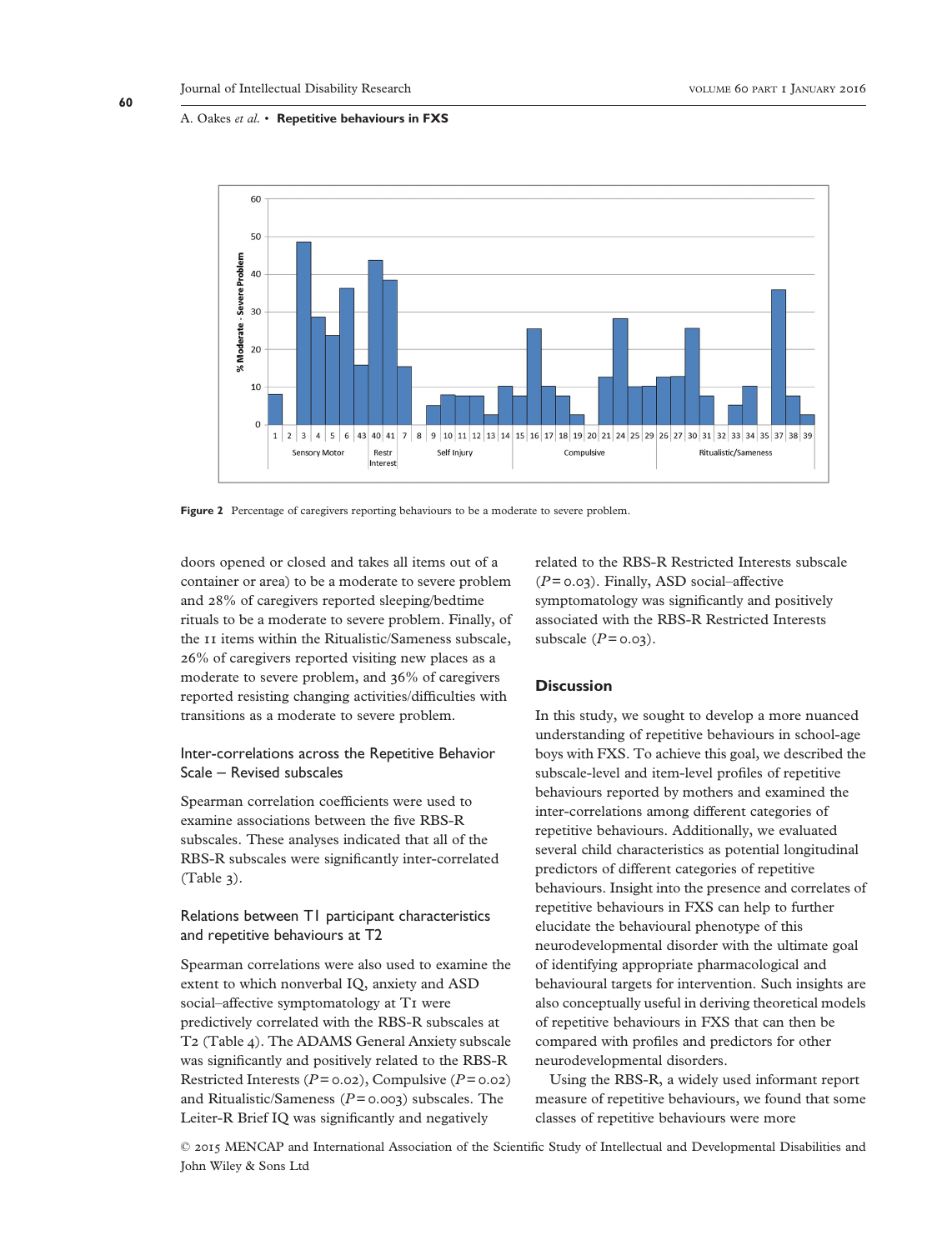Figure 2 Percentage of caregivers reporting behaviours to be a moderate to severe problem.

doors opened or closed and takes all items out of a container or area) to be a moderate to severe problem and 28% of caregivers reported sleeping/bedtime rituals to be a moderate to severe problem. Finally, of the 11 items within the Ritualistic/Sameness subscale, 26% of caregivers reported visiting new places as a moderate to severe problem, and 36% of caregivers reported resisting changing activities/difficulties with transitions as a moderate to severe problem.

### Inter-correlations across the Repetitive Behavior Scale – Revised subscales

Spearman correlation coefficients were used to examine associations between the five RBS-R subscales. These analyses indicated that all of the RBS-R subscales were significantly inter-correlated (Table 3).

### Relations between T1 participant characteristics and repetitive behaviours at T2

Spearman correlations were also used to examine the extent to which nonverbal IQ, anxiety and ASD social–affective symptomatology at T1 were predictively correlated with the RBS-R subscales at T2 (Table 4). The ADAMS General Anxiety subscale was significantly and positively related to the RBS-R Restricted Interests ($P = 0.02$), Compulsive ($P = 0.02$) and Ritualistic/Sameness ($P = 0.003$) subscales. The Leiter-R Brief IQ was significantly and negatively related to the RBS-R Restricted Interests subscale ($P = 0.03$). Finally, ASD social–affective symptomatology was significantly and positively associated with the RBS-R Restricted Interests subscale ($P = 0.03$).

## Discussion

In this study, we sought to develop a more nuanced understanding of repetitive behaviours in school-age boys with FXS. To achieve this goal, we described the subscale-level and item-level profiles of repetitive behaviours reported by mothers and examined the inter-correlations among different categories of repetitive behaviours. Additionally, we evaluated several child characteristics as potential longitudinal predictors of different categories of repetitive behaviours. Insight into the presence and correlates of repetitive behaviours in FXS can help to further elucidate the behavioural phenotype of this neurodevelopmental disorder with the ultimate goal of identifying appropriate pharmacological and behavioural targets for intervention. Such insights are also conceptually useful in deriving theoretical models of repetitive behaviours in FXS that can then be compared with profiles and predictors for other neurodevelopmental disorders.

Using the RBS-R, a widely used informant report measure of repetitive behaviours, we found that some classes of repetitive behaviours were more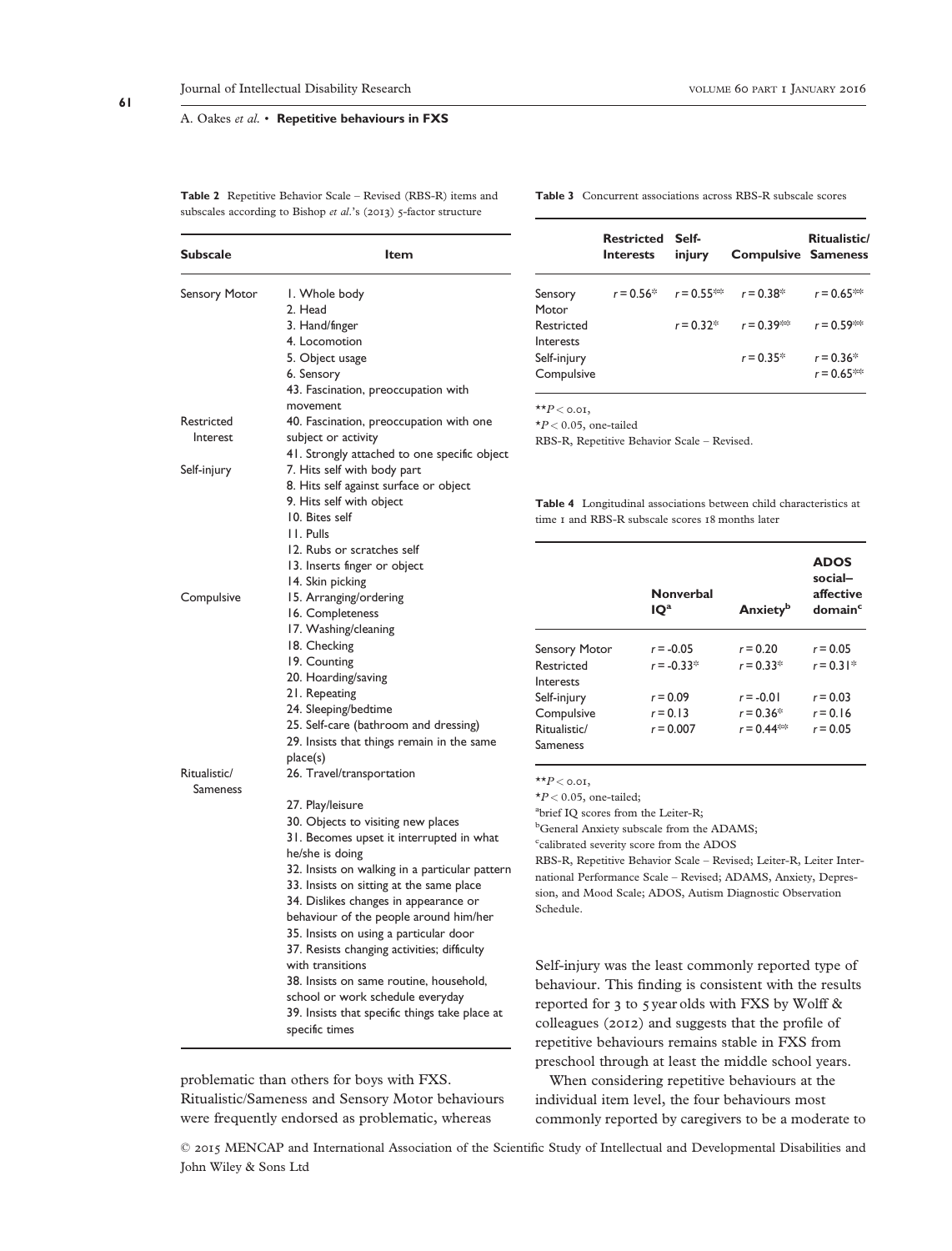**Table 2** Repetitive Behavior Scale – Revised (RBS-R) items and subscales according to Bishop *et al.*'s (2013) 5-factor structure

| Subscale | Item |
|---|---|
| Sensory Motor | 1. Whole body<br>2. Head<br>3. Hand/finger<br>4. Locomotion<br>5. Object usage<br>6. Sensory<br>43. Fascination, preoccupation with movement |
| Restricted Interest | 40. Fascination, preoccupation with one subject or activity<br>41. Strongly attached to one specific object |
| Self-injury | 7. Hits self with body part<br>8. Hits self against surface or object<br>9. Hits self with object<br>10. Bites self<br>11. Pulls<br>12. Rubs or scratches self<br>13. Inserts finger or object<br>14. Skin picking |
| Compulsive | 15. Arranging/ordering<br>16. Completeness<br>17. Washing/cleaning<br>18. Checking<br>19. Counting<br>20. Hoarding/saving<br>21. Repeating<br>24. Sleeping/bedtime<br>25. Self-care (bathroom and dressing)<br>29. Insists that things remain in the same place(s) |
| Ritualistic/ Sameness | 26. Travel/transportation<br>27. Play/leisure<br>30. Objects to visiting new places<br>31. Becomes upset it interrupted in what he/she is doing<br>32. Insists on walking in a particular pattern<br>33. Insists on sitting at the same place<br>34. Dislikes changes in appearance or behaviour of the people around him/her<br>35. Insists on using a particular door<br>37. Resists changing activities; difficulty with transitions<br>38. Insists on same routine, household, school or work schedule everyday<br>39. Insists that specific things take place at specific times |

**Table 3** Concurrent associations across RBS-R subscale scores

| | Restricted Interests | Self-injury | Compulsive | Ritualistic/ Sameness |
|---|---|---|---|---|
| Sensory Motor | r = 0.56* | r = 0.55** | r = 0.38* | r = 0.65** |
| Restricted Interests | | r = 0.32* | r = 0.39** | r = 0.59** |
| Self-injury | | | r = 0.35* | r = 0.36* |
| Compulsive | | | | r = 0.65** |

**$P < 0.01$,
*$P < 0.05$, one-tailed
RBS-R, Repetitive Behavior Scale – Revised.

**Table 4** Longitudinal associations between child characteristics at time 1 and RBS-R subscale scores 18 months later

| | Nonverbal IQ[a] | Anxiety[b] | ADOS social–affective domain[c] |
|---|---|---|---|
| Sensory Motor | r = -0.05 | r = 0.20 | r = 0.05 |
| Restricted Interests | r = -0.33* | r = 0.33* | r = 0.31* |
| Self-injury | r = 0.09 | r = -0.01 | r = 0.03 |
| Compulsive | r = 0.13 | r = 0.36* | r = 0.16 |
| Ritualistic/ Sameness | r = 0.007 | r = 0.44** | r = 0.05 |

**$P < 0.01$,
*$P < 0.05$, one-tailed;
[a]brief IQ scores from the Leiter-R;
[b]General Anxiety subscale from the ADAMS;
[c]calibrated severity score from the ADOS
RBS-R, Repetitive Behavior Scale – Revised; Leiter-R, Leiter International Performance Scale – Revised; ADAMS, Anxiety, Depression, and Mood Scale; ADOS, Autism Diagnostic Observation Schedule.

problematic than others for boys with FXS. Ritualistic/Sameness and Sensory Motor behaviours were frequently endorsed as problematic, whereas Self-injury was the least commonly reported type of behaviour. This finding is consistent with the results reported for 3 to 5 year olds with FXS by Wolff & colleagues (2012) and suggests that the profile of repetitive behaviours remains stable in FXS from preschool through at least the middle school years.

When considering repetitive behaviours at the individual item level, the four behaviours most commonly reported by caregivers to be a moderate to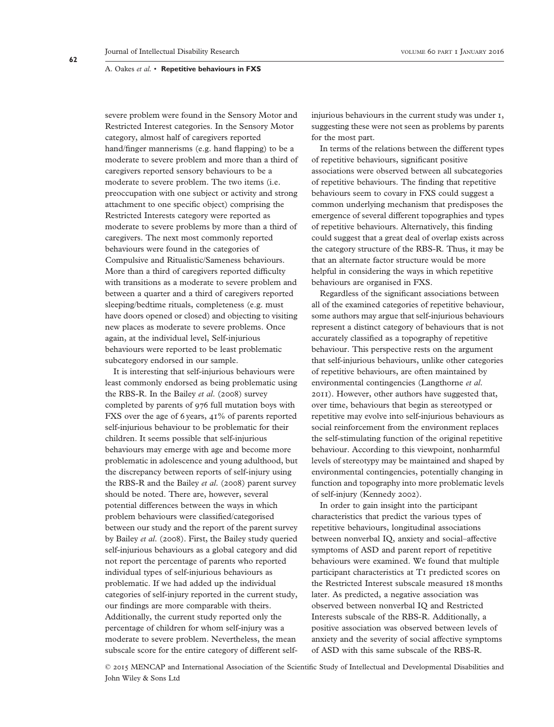severe problem were found in the Sensory Motor and Restricted Interest categories. In the Sensory Motor category, almost half of caregivers reported hand/finger mannerisms (e.g. hand flapping) to be a moderate to severe problem and more than a third of caregivers reported sensory behaviours to be a moderate to severe problem. The two items (i.e. preoccupation with one subject or activity and strong attachment to one specific object) comprising the Restricted Interests category were reported as moderate to severe problems by more than a third of caregivers. The next most commonly reported behaviours were found in the categories of Compulsive and Ritualistic/Sameness behaviours. More than a third of caregivers reported difficulty with transitions as a moderate to severe problem and between a quarter and a third of caregivers reported sleeping/bedtime rituals, completeness (e.g. must have doors opened or closed) and objecting to visiting new places as moderate to severe problems. Once again, at the individual level, Self-injurious behaviours were reported to be least problematic subcategory endorsed in our sample.

It is interesting that self-injurious behaviours were least commonly endorsed as being problematic using the RBS-R. In the Bailey *et al.* (2008) survey completed by parents of 976 full mutation boys with FXS over the age of 6 years, 41% of parents reported self-injurious behaviour to be problematic for their children. It seems possible that self-injurious behaviours may emerge with age and become more problematic in adolescence and young adulthood, but the discrepancy between reports of self-injury using the RBS-R and the Bailey *et al.* (2008) parent survey should be noted. There are, however, several potential differences between the ways in which problem behaviours were classified/categorised between our study and the report of the parent survey by Bailey *et al.* (2008). First, the Bailey study queried self-injurious behaviours as a global category and did not report the percentage of parents who reported individual types of self-injurious behaviours as problematic. If we had added up the individual categories of self-injury reported in the current study, our findings are more comparable with theirs. Additionally, the current study reported only the percentage of children for whom self-injury was a moderate to severe problem. Nevertheless, the mean subscale score for the entire category of different self-injurious behaviours in the current study was under 1, suggesting these were not seen as problems by parents for the most part.

In terms of the relations between the different types of repetitive behaviours, significant positive associations were observed between all subcategories of repetitive behaviours. The finding that repetitive behaviours seem to covary in FXS could suggest a common underlying mechanism that predisposes the emergence of several different topographies and types of repetitive behaviours. Alternatively, this finding could suggest that a great deal of overlap exists across the category structure of the RBS-R. Thus, it may be that an alternate factor structure would be more helpful in considering the ways in which repetitive behaviours are organised in FXS.

Regardless of the significant associations between all of the examined categories of repetitive behaviour, some authors may argue that self-injurious behaviours represent a distinct category of behaviours that is not accurately classified as a topography of repetitive behaviour. This perspective rests on the argument that self-injurious behaviours, unlike other categories of repetitive behaviours, are often maintained by environmental contingencies (Langthorne *et al.* 2011). However, other authors have suggested that, over time, behaviours that begin as stereotyped or repetitive may evolve into self-injurious behaviours as social reinforcement from the environment replaces the self-stimulating function of the original repetitive behaviour. According to this viewpoint, nonharmful levels of stereotypy may be maintained and shaped by environmental contingencies, potentially changing in function and topography into more problematic levels of self-injury (Kennedy 2002).

In order to gain insight into the participant characteristics that predict the various types of repetitive behaviours, longitudinal associations between nonverbal IQ, anxiety and social–affective symptoms of ASD and parent report of repetitive behaviours were examined. We found that multiple participant characteristics at T1 predicted scores on the Restricted Interest subscale measured 18 months later. As predicted, a negative association was observed between nonverbal IQ and Restricted Interests subscale of the RBS-R. Additionally, a positive association was observed between levels of anxiety and the severity of social affective symptoms of ASD with this same subscale of the RBS-R.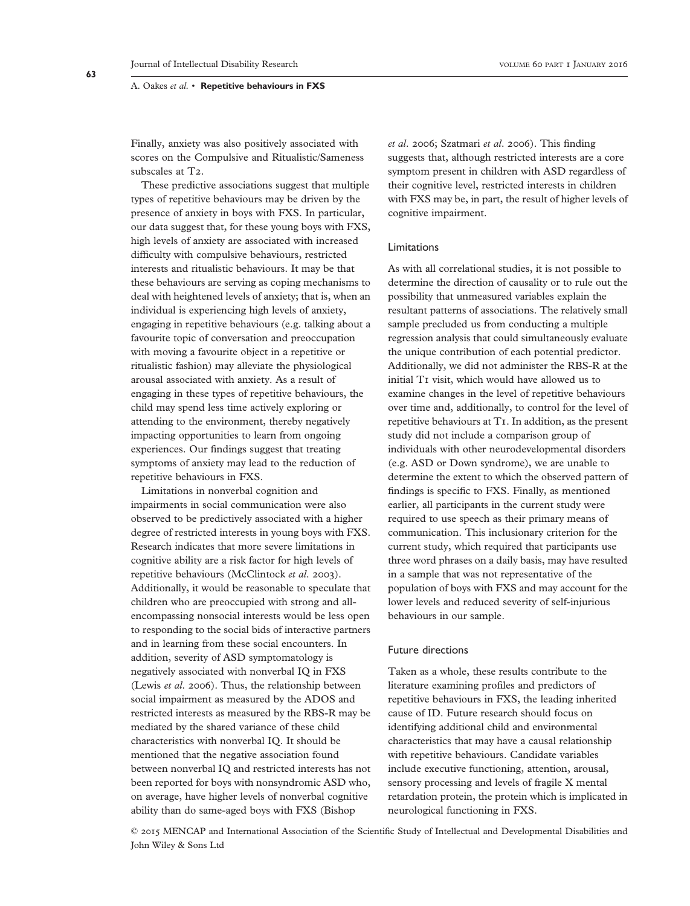Finally, anxiety was also positively associated with scores on the Compulsive and Ritualistic/Sameness subscales at T2.

These predictive associations suggest that multiple types of repetitive behaviours may be driven by the presence of anxiety in boys with FXS. In particular, our data suggest that, for these young boys with FXS, high levels of anxiety are associated with increased difficulty with compulsive behaviours, restricted interests and ritualistic behaviours. It may be that these behaviours are serving as coping mechanisms to deal with heightened levels of anxiety; that is, when an individual is experiencing high levels of anxiety, engaging in repetitive behaviours (e.g. talking about a favourite topic of conversation and preoccupation with moving a favourite object in a repetitive or ritualistic fashion) may alleviate the physiological arousal associated with anxiety. As a result of engaging in these types of repetitive behaviours, the child may spend less time actively exploring or attending to the environment, thereby negatively impacting opportunities to learn from ongoing experiences. Our findings suggest that treating symptoms of anxiety may lead to the reduction of repetitive behaviours in FXS.

Limitations in nonverbal cognition and impairments in social communication were also observed to be predictively associated with a higher degree of restricted interests in young boys with FXS. Research indicates that more severe limitations in cognitive ability are a risk factor for high levels of repetitive behaviours (McClintock *et al.* 2003). Additionally, it would be reasonable to speculate that children who are preoccupied with strong and all-encompassing nonsocial interests would be less open to responding to the social bids of interactive partners and in learning from these social encounters. In addition, severity of ASD symptomatology is negatively associated with nonverbal IQ in FXS (Lewis *et al.* 2006). Thus, the relationship between social impairment as measured by the ADOS and restricted interests as measured by the RBS-R may be mediated by the shared variance of these child characteristics with nonverbal IQ. It should be mentioned that the negative association found between nonverbal IQ and restricted interests has not been reported for boys with nonsyndromic ASD who, on average, have higher levels of nonverbal cognitive ability than do same-aged boys with FXS (Bishop *et al.* 2006; Szatmari *et al.* 2006). This finding suggests that, although restricted interests are a core symptom present in children with ASD regardless of their cognitive level, restricted interests in children with FXS may be, in part, the result of higher levels of cognitive impairment.

### Limitations

As with all correlational studies, it is not possible to determine the direction of causality or to rule out the possibility that unmeasured variables explain the resultant patterns of associations. The relatively small sample precluded us from conducting a multiple regression analysis that could simultaneously evaluate the unique contribution of each potential predictor. Additionally, we did not administer the RBS-R at the initial T1 visit, which would have allowed us to examine changes in the level of repetitive behaviours over time and, additionally, to control for the level of repetitive behaviours at T1. In addition, as the present study did not include a comparison group of individuals with other neurodevelopmental disorders (e.g. ASD or Down syndrome), we are unable to determine the extent to which the observed pattern of findings is specific to FXS. Finally, as mentioned earlier, all participants in the current study were required to use speech as their primary means of communication. This inclusionary criterion for the current study, which required that participants use three word phrases on a daily basis, may have resulted in a sample that was not representative of the population of boys with FXS and may account for the lower levels and reduced severity of self-injurious behaviours in our sample.

### Future directions

Taken as a whole, these results contribute to the literature examining profiles and predictors of repetitive behaviours in FXS, the leading inherited cause of ID. Future research should focus on identifying additional child and environmental characteristics that may have a causal relationship with repetitive behaviours. Candidate variables include executive functioning, attention, arousal, sensory processing and levels of fragile X mental retardation protein, the protein which is implicated in neurological functioning in FXS.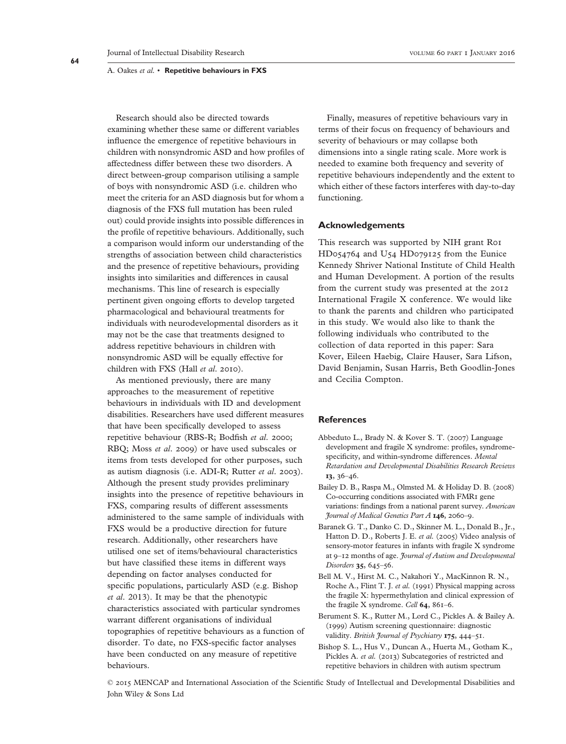Research should also be directed towards examining whether these same or different variables influence the emergence of repetitive behaviours in children with nonsyndromic ASD and how profiles of affectedness differ between these two disorders. A direct between-group comparison utilising a sample of boys with nonsyndromic ASD (i.e. children who meet the criteria for an ASD diagnosis but for whom a diagnosis of the FXS full mutation has been ruled out) could provide insights into possible differences in the profile of repetitive behaviours. Additionally, such a comparison would inform our understanding of the strengths of association between child characteristics and the presence of repetitive behaviours, providing insights into similarities and differences in causal mechanisms. This line of research is especially pertinent given ongoing efforts to develop targeted pharmacological and behavioural treatments for individuals with neurodevelopmental disorders as it may not be the case that treatments designed to address repetitive behaviours in children with nonsyndromic ASD will be equally effective for children with FXS (Hall *et al.* 2010).

As mentioned previously, there are many approaches to the measurement of repetitive behaviours in individuals with ID and development disabilities. Researchers have used different measures that have been specifically developed to assess repetitive behaviour (RBS-R; Bodfish *et al.* 2000; RBQ; Moss *et al.* 2009) or have used subscales or items from tests developed for other purposes, such as autism diagnosis (i.e. ADI-R; Rutter *et al.* 2003). Although the present study provides preliminary insights into the presence of repetitive behaviours in FXS, comparing results of different assessments administered to the same sample of individuals with FXS would be a productive direction for future research. Additionally, other researchers have utilised one set of items/behavioural characteristics but have classified these items in different ways depending on factor analyses conducted for specific populations, particularly ASD (e.g. Bishop *et al.* 2013). It may be that the phenotypic characteristics associated with particular syndromes warrant different organisations of individual topographies of repetitive behaviours as a function of disorder. To date, no FXS-specific factor analyses have been conducted on any measure of repetitive behaviours.

Finally, measures of repetitive behaviours vary in terms of their focus on frequency of behaviours and severity of behaviours or may collapse both dimensions into a single rating scale. More work is needed to examine both frequency and severity of repetitive behaviours independently and the extent to which either of these factors interferes with day-to-day functioning.

## Acknowledgements

This research was supported by NIH grant R01 HD054764 and U54 HD079125 from the Eunice Kennedy Shriver National Institute of Child Health and Human Development. A portion of the results from the current study was presented at the 2012 International Fragile X conference. We would like to thank the parents and children who participated in this study. We would also like to thank the following individuals who contributed to the collection of data reported in this paper: Sara Kover, Eileen Haebig, Claire Hauser, Sara Lifson, David Benjamin, Susan Harris, Beth Goodlin-Jones and Cecilia Compton.

## References

Abbeduto L., Brady N. & Kover S. T. (2007) Language development and fragile X syndrome: profiles, syndrome-specificity, and within-syndrome differences. *Mental Retardation and Developmental Disabilities Research Reviews* **13**, 36–46.

Bailey D. B., Raspa M., Olmsted M. & Holiday D. B. (2008) Co-occurring conditions associated with FMR1 gene variations: findings from a national parent survey. *American Journal of Medical Genetics Part A* **146**, 2060–9.

Baranek G. T., Danko C. D., Skinner M. L., Donald B., Jr., Hatton D. D., Roberts J. E. *et al.* (2005) Video analysis of sensory-motor features in infants with fragile X syndrome at 9–12 months of age. *Journal of Autism and Developmental Disorders* **35**, 645–56.

Bell M. V., Hirst M. C., Nakahori Y., MacKinnon R. N., Roche A., Flint T. J. *et al.* (1991) Physical mapping across the fragile X: hypermethylation and clinical expression of the fragile X syndrome. *Cell* **64**, 861–6.

Berument S. K., Rutter M., Lord C., Pickles A. & Bailey A. (1999) Autism screening questionnaire: diagnostic validity. *British Journal of Psychiatry* **175**, 444–51.

Bishop S. L., Hus V., Duncan A., Huerta M., Gotham K., Pickles A. *et al.* (2013) Subcategories of restricted and repetitive behaviors in children with autism spectrum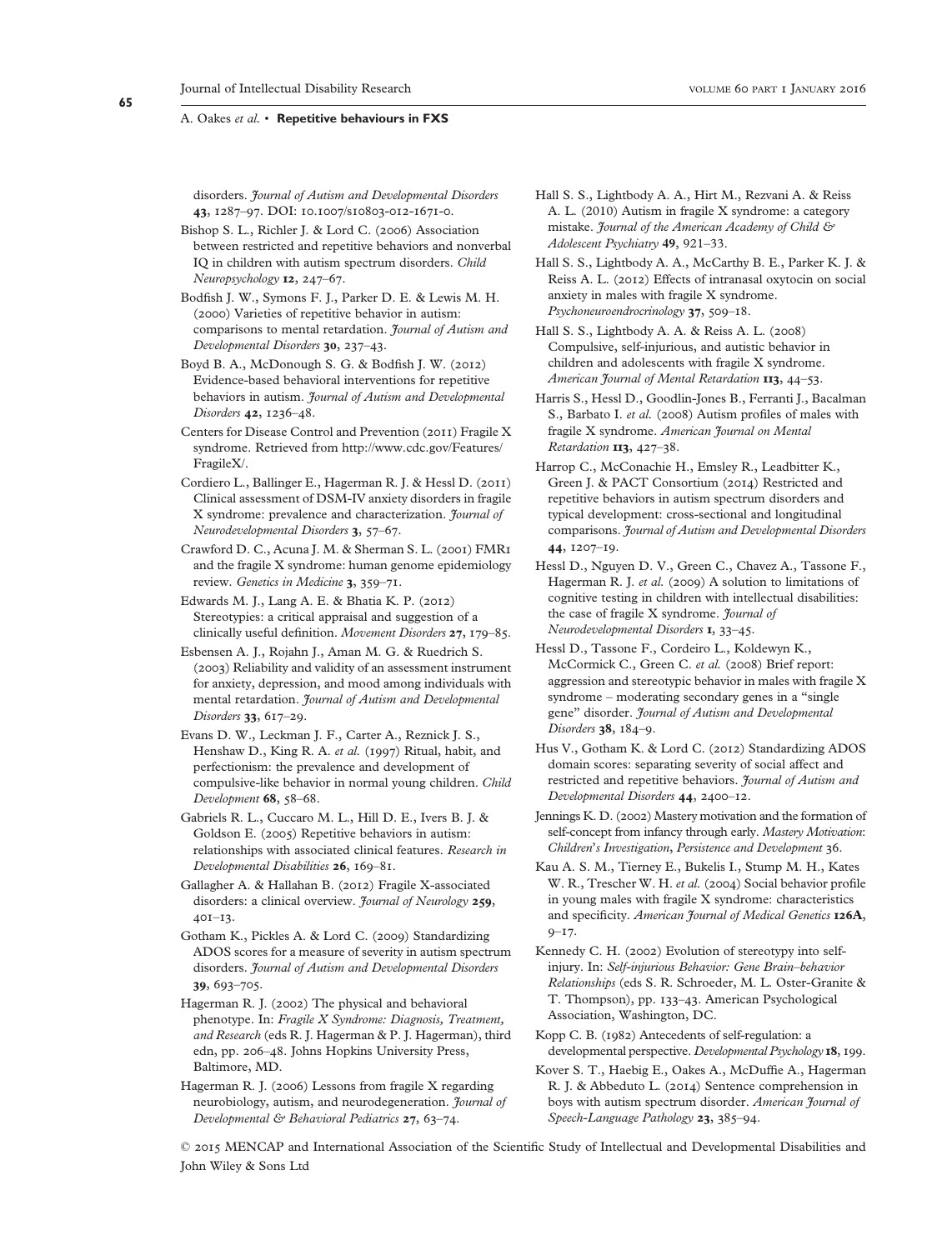disorders. *Journal of Autism and Developmental Disorders* **43**, 1287–97. DOI: 10.1007/s10803-012-1671-0.

Bishop S. L., Richler J. & Lord C. (2006) Association between restricted and repetitive behaviors and nonverbal IQ in children with autism spectrum disorders. *Child Neuropsychology* **12**, 247–67.

Bodfish J. W., Symons F. J., Parker D. E. & Lewis M. H. (2000) Varieties of repetitive behavior in autism: comparisons to mental retardation. *Journal of Autism and Developmental Disorders* **30**, 237–43.

Boyd B. A., McDonough S. G. & Bodfish J. W. (2012) Evidence-based behavioral interventions for repetitive behaviors in autism. *Journal of Autism and Developmental Disorders* **42**, 1236–48.

Centers for Disease Control and Prevention (2011) Fragile X syndrome. Retrieved from http://www.cdc.gov/Features/FragileX/.

Cordiero L., Ballinger E., Hagerman R. J. & Hessl D. (2011) Clinical assessment of DSM-IV anxiety disorders in fragile X syndrome: prevalence and characterization. *Journal of Neurodevelopmental Disorders* **3**, 57–67.

Crawford D. C., Acuna J. M. & Sherman S. L. (2001) FMR1 and the fragile X syndrome: human genome epidemiology review. *Genetics in Medicine* **3**, 359–71.

Edwards M. J., Lang A. E. & Bhatia K. P. (2012) Stereotypies: a critical appraisal and suggestion of a clinically useful definition. *Movement Disorders* **27**, 179–85.

Esbensen A. J., Rojahn J., Aman M. G. & Ruedrich S. (2003) Reliability and validity of an assessment instrument for anxiety, depression, and mood among individuals with mental retardation. *Journal of Autism and Developmental Disorders* **33**, 617–29.

Evans D. W., Leckman J. F., Carter A., Reznick J. S., Henshaw D., King R. A. *et al.* (1997) Ritual, habit, and perfectionism: the prevalence and development of compulsive-like behavior in normal young children. *Child Development* **68**, 58–68.

Gabriels R. L., Cuccaro M. L., Hill D. E., Ivers B. J. & Goldson E. (2005) Repetitive behaviors in autism: relationships with associated clinical features. *Research in Developmental Disabilities* **26**, 169–81.

Gallagher A. & Hallahan B. (2012) Fragile X-associated disorders: a clinical overview. *Journal of Neurology* **259**, 401–13.

Gotham K., Pickles A. & Lord C. (2009) Standardizing ADOS scores for a measure of severity in autism spectrum disorders. *Journal of Autism and Developmental Disorders* **39**, 693–705.

Hagerman R. J. (2002) The physical and behavioral phenotype. In: *Fragile X Syndrome: Diagnosis, Treatment, and Research* (eds R. J. Hagerman & P. J. Hagerman), third edn, pp. 206–48. Johns Hopkins University Press, Baltimore, MD.

Hagerman R. J. (2006) Lessons from fragile X regarding neurobiology, autism, and neurodegeneration. *Journal of Developmental & Behavioral Pediatrics* **27**, 63–74.

Hall S. S., Lightbody A. A., Hirt M., Rezvani A. & Reiss A. L. (2010) Autism in fragile X syndrome: a category mistake. *Journal of the American Academy of Child & Adolescent Psychiatry* **49**, 921–33.

Hall S. S., Lightbody A. A., McCarthy B. E., Parker K. J. & Reiss A. L. (2012) Effects of intranasal oxytocin on social anxiety in males with fragile X syndrome. *Psychoneuroendrocrinology* **37**, 509–18.

Hall S. S., Lightbody A. A. & Reiss A. L. (2008) Compulsive, self-injurious, and autistic behavior in children and adolescents with fragile X syndrome. *American Journal of Mental Retardation* **113**, 44–53.

Harris S., Hessl D., Goodlin-Jones B., Ferranti J., Bacalman S., Barbato I. *et al.* (2008) Autism profiles of males with fragile X syndrome. *American Journal on Mental Retardation* **113**, 427–38.

Harrop C., McConachie H., Emsley R., Leadbitter K., Green J. & PACT Consortium (2014) Restricted and repetitive behaviors in autism spectrum disorders and typical development: cross-sectional and longitudinal comparisons. *Journal of Autism and Developmental Disorders* **44**, 1207–19.

Hessl D., Nguyen D. V., Green C., Chavez A., Tassone F., Hagerman R. J. *et al.* (2009) A solution to limitations of cognitive testing in children with intellectual disabilities: the case of fragile X syndrome. *Journal of Neurodevelopmental Disorders* **1**, 33–45.

Hessl D., Tassone F., Cordeiro L., Koldewyn K., McCormick C., Green C. *et al.* (2008) Brief report: aggression and stereotypic behavior in males with fragile X syndrome – moderating secondary genes in a "single gene" disorder. *Journal of Autism and Developmental Disorders* **38**, 184–9.

Hus V., Gotham K. & Lord C. (2012) Standardizing ADOS domain scores: separating severity of social affect and restricted and repetitive behaviors. *Journal of Autism and Developmental Disorders* **44**, 2400–12.

Jennings K. D. (2002) Mastery motivation and the formation of self-concept from infancy through early. *Mastery Motivation: Children's Investigation, Persistence and Development* 36.

Kau A. S. M., Tierney E., Bukelis I., Stump M. H., Kates W. R., Trescher W. H. *et al.* (2004) Social behavior profile in young males with fragile X syndrome: characteristics and specificity. *American Journal of Medical Genetics* **126A**, 9–17.

Kennedy C. H. (2002) Evolution of stereotypy into self-injury. In: *Self-injurious Behavior: Gene Brain–behavior Relationships* (eds S. R. Schroeder, M. L. Oster-Granite & T. Thompson), pp. 133–43. American Psychological Association, Washington, DC.

Kopp C. B. (1982) Antecedents of self-regulation: a developmental perspective. *Developmental Psychology* **18**, 199.

Kover S. T., Haebig E., Oakes A., McDuffie A., Hagerman R. J. & Abbeduto L. (2014) Sentence comprehension in boys with autism spectrum disorder. *American Journal of Speech-Language Pathology* **23**, 385–94.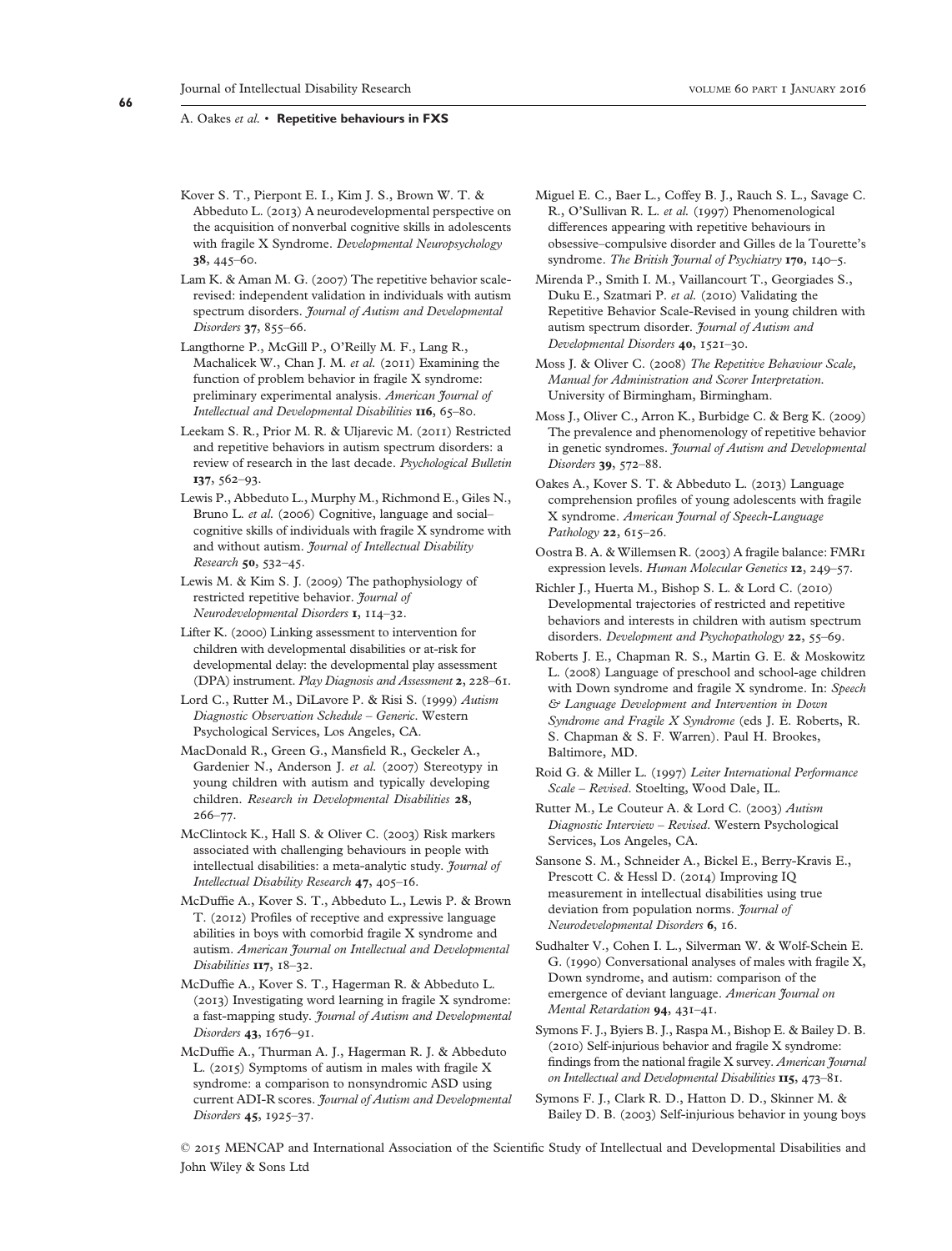Kover S. T., Pierpont E. I., Kim J. S., Brown W. T. & Abbeduto L. (2013) A neurodevelopmental perspective on the acquisition of nonverbal cognitive skills in adolescents with fragile X Syndrome. *Developmental Neuropsychology* **38**, 445–60.

Lam K. & Aman M. G. (2007) The repetitive behavior scale-revised: independent validation in individuals with autism spectrum disorders. *Journal of Autism and Developmental Disorders* **37**, 855–66.

Langthorne P., McGill P., O'Reilly M. F., Lang R., Machalicek W., Chan J. M. *et al.* (2011) Examining the function of problem behavior in fragile X syndrome: preliminary experimental analysis. *American Journal of Intellectual and Developmental Disabilities* **116**, 65–80.

Leekam S. R., Prior M. R. & Uljarevic M. (2011) Restricted and repetitive behaviors in autism spectrum disorders: a review of research in the last decade. *Psychological Bulletin* **137**, 562–93.

Lewis P., Abbeduto L., Murphy M., Richmond E., Giles N., Bruno L. *et al.* (2006) Cognitive, language and social–cognitive skills of individuals with fragile X syndrome with and without autism. *Journal of Intellectual Disability Research* **50**, 532–45.

Lewis M. & Kim S. J. (2009) The pathophysiology of restricted repetitive behavior. *Journal of Neurodevelopmental Disorders* **1**, 114–32.

Lifter K. (2000) Linking assessment to intervention for children with developmental disabilities or at-risk for developmental delay: the developmental play assessment (DPA) instrument. *Play Diagnosis and Assessment* **2**, 228–61.

Lord C., Rutter M., DiLavore P. & Risi S. (1999) *Autism Diagnostic Observation Schedule – Generic*. Western Psychological Services, Los Angeles, CA.

MacDonald R., Green G., Mansfield R., Geckeler A., Gardenier N., Anderson J. *et al.* (2007) Stereotypy in young children with autism and typically developing children. *Research in Developmental Disabilities* **28**, 266–77.

McClintock K., Hall S. & Oliver C. (2003) Risk markers associated with challenging behaviours in people with intellectual disabilities: a meta-analytic study. *Journal of Intellectual Disability Research* **47**, 405–16.

McDuffie A., Kover S. T., Abbeduto L., Lewis P. & Brown T. (2012) Profiles of receptive and expressive language abilities in boys with comorbid fragile X syndrome and autism. *American Journal on Intellectual and Developmental Disabilities* **117**, 18–32.

McDuffie A., Kover S. T., Hagerman R. & Abbeduto L. (2013) Investigating word learning in fragile X syndrome: a fast-mapping study. *Journal of Autism and Developmental Disorders* **43**, 1676–91.

McDuffie A., Thurman A. J., Hagerman R. J. & Abbeduto L. (2015) Symptoms of autism in males with fragile X syndrome: a comparison to nonsyndromic ASD using current ADI-R scores. *Journal of Autism and Developmental Disorders* **45**, 1925–37.

Miguel E. C., Baer L., Coffey B. J., Rauch S. L., Savage C. R., O'Sullivan R. L. *et al.* (1997) Phenomenological differences appearing with repetitive behaviours in obsessive–compulsive disorder and Gilles de la Tourette's syndrome. *The British Journal of Psychiatry* **170**, 140–5.

Mirenda P., Smith I. M., Vaillancourt T., Georgiades S., Duku E., Szatmari P. *et al.* (2010) Validating the Repetitive Behavior Scale-Revised in young children with autism spectrum disorder. *Journal of Autism and Developmental Disorders* **40**, 1521–30.

Moss J. & Oliver C. (2008) *The Repetitive Behaviour Scale, Manual for Administration and Scorer Interpretation*. University of Birmingham, Birmingham.

Moss J., Oliver C., Arron K., Burbidge C. & Berg K. (2009) The prevalence and phenomenology of repetitive behavior in genetic syndromes. *Journal of Autism and Developmental Disorders* **39**, 572–88.

Oakes A., Kover S. T. & Abbeduto L. (2013) Language comprehension profiles of young adolescents with fragile X syndrome. *American Journal of Speech-Language Pathology* **22**, 615–26.

Oostra B. A. & Willemsen R. (2003) A fragile balance: FMR1 expression levels. *Human Molecular Genetics* **12**, 249–57.

Richler J., Huerta M., Bishop S. L. & Lord C. (2010) Developmental trajectories of restricted and repetitive behaviors and interests in children with autism spectrum disorders. *Development and Psychopathology* **22**, 55–69.

Roberts J. E., Chapman R. S., Martin G. E. & Moskowitz L. (2008) Language of preschool and school-age children with Down syndrome and fragile X syndrome. In: *Speech & Language Development and Intervention in Down Syndrome and Fragile X Syndrome* (eds J. E. Roberts, R. S. Chapman & S. F. Warren). Paul H. Brookes, Baltimore, MD.

Roid G. & Miller L. (1997) *Leiter International Performance Scale – Revised*. Stoelting, Wood Dale, IL.

Rutter M., Le Couteur A. & Lord C. (2003) *Autism Diagnostic Interview – Revised*. Western Psychological Services, Los Angeles, CA.

Sansone S. M., Schneider A., Bickel E., Berry-Kravis E., Prescott C. & Hessl D. (2014) Improving IQ measurement in intellectual disabilities using true deviation from population norms. *Journal of Neurodevelopmental Disorders* **6**, 16.

Sudhalter V., Cohen I. L., Silverman W. & Wolf-Schein E. G. (1990) Conversational analyses of males with fragile X, Down syndrome, and autism: comparison of the emergence of deviant language. *American Journal on Mental Retardation* **94**, 431–41.

Symons F. J., Byiers B. J., Raspa M., Bishop E. & Bailey D. B. (2010) Self-injurious behavior and fragile X syndrome: findings from the national fragile X survey. *American Journal on Intellectual and Developmental Disabilities* **115**, 473–81.

Symons F. J., Clark R. D., Hatton D. D., Skinner M. & Bailey D. B. (2003) Self-injurious behavior in young boys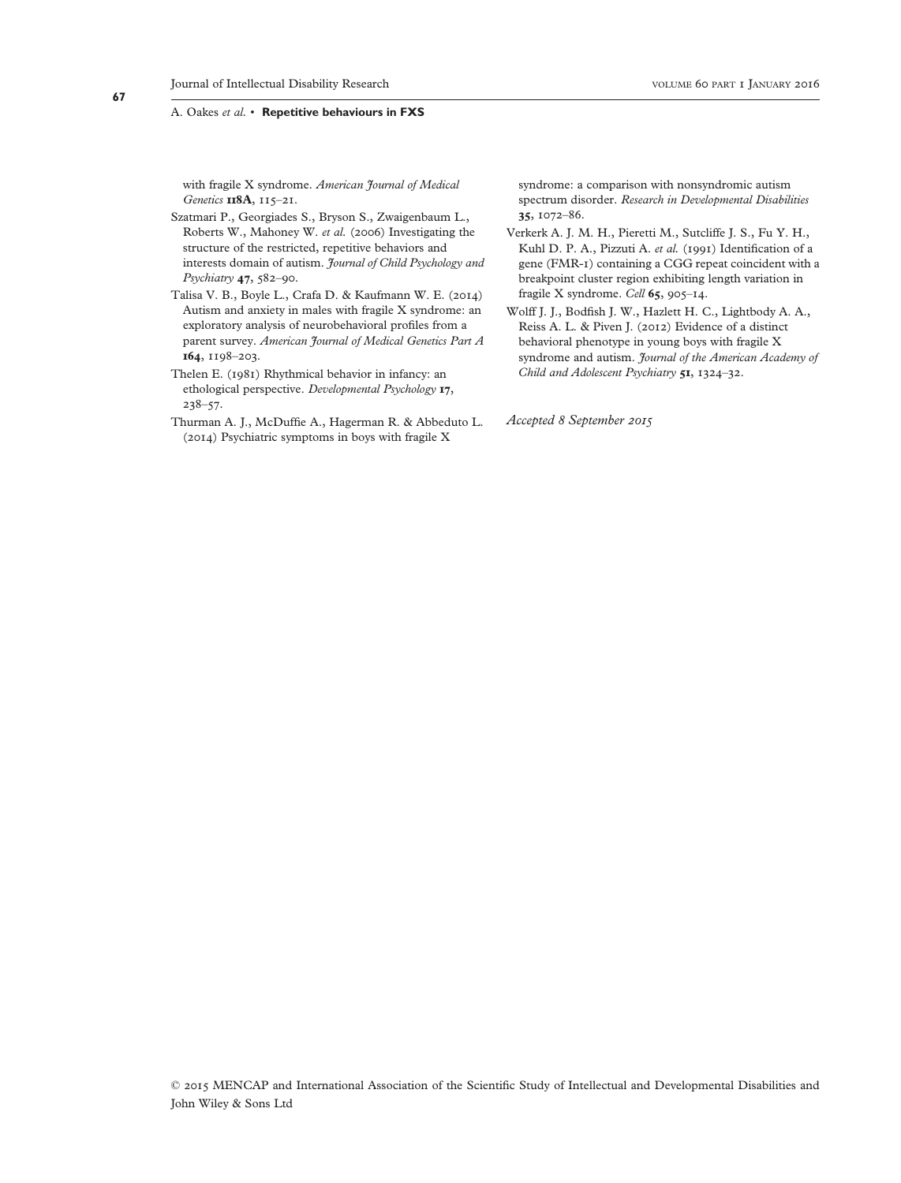with fragile X syndrome. *American Journal of Medical Genetics* **118A**, 115–21.

Szatmari P., Georgiades S., Bryson S., Zwaigenbaum L., Roberts W., Mahoney W. *et al.* (2006) Investigating the structure of the restricted, repetitive behaviors and interests domain of autism. *Journal of Child Psychology and Psychiatry* **47**, 582–90.

Talisa V. B., Boyle L., Crafa D. & Kaufmann W. E. (2014) Autism and anxiety in males with fragile X syndrome: an exploratory analysis of neurobehavioral profiles from a parent survey. *American Journal of Medical Genetics Part A* **164**, 1198–203.

Thelen E. (1981) Rhythmical behavior in infancy: an ethological perspective. *Developmental Psychology* **17**, 238–57.

Thurman A. J., McDuffie A., Hagerman R. & Abbeduto L. (2014) Psychiatric symptoms in boys with fragile X syndrome: a comparison with nonsyndromic autism spectrum disorder. *Research in Developmental Disabilities* **35**, 1072–86.

Verkerk A. J. M. H., Pieretti M., Sutcliffe J. S., Fu Y. H., Kuhl D. P. A., Pizzuti A. *et al.* (1991) Identification of a gene (FMR-1) containing a CGG repeat coincident with a breakpoint cluster region exhibiting length variation in fragile X syndrome. *Cell* **65**, 905–14.

Wolff J. J., Bodfish J. W., Hazlett H. C., Lightbody A. A., Reiss A. L. & Piven J. (2012) Evidence of a distinct behavioral phenotype in young boys with fragile X syndrome and autism. *Journal of the American Academy of Child and Adolescent Psychiatry* **51**, 1324–32.

*Accepted 8 September 2015*